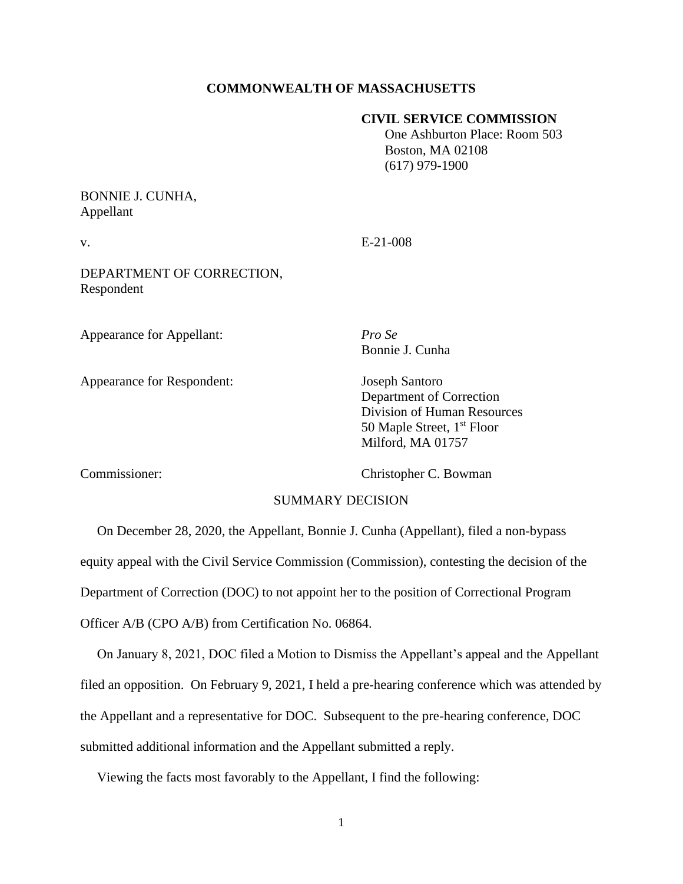**COMMONWEALTH OF MASSACHUSETTS**

**CIVIL SERVICE COMMISSION**
One Ashburton Place: Room 503
Boston, MA 02108
(617) 979-1900

BONNIE J. CUNHA,
Appellant

v. E-21-008

DEPARTMENT OF CORRECTION,
Respondent

Appearance for Appellant: *Pro Se*
Bonnie J. Cunha

Appearance for Respondent: Joseph Santoro
Department of Correction
Division of Human Resources
50 Maple Street, 1st Floor
Milford, MA 01757

Commissioner: Christopher C. Bowman

SUMMARY DECISION

On December 28, 2020, the Appellant, Bonnie J. Cunha (Appellant), filed a non-bypass equity appeal with the Civil Service Commission (Commission), contesting the decision of the Department of Correction (DOC) to not appoint her to the position of Correctional Program Officer A/B (CPO A/B) from Certification No. 06864.

On January 8, 2021, DOC filed a Motion to Dismiss the Appellant's appeal and the Appellant filed an opposition. On February 9, 2021, I held a pre-hearing conference which was attended by the Appellant and a representative for DOC. Subsequent to the pre-hearing conference, DOC submitted additional information and the Appellant submitted a reply.

Viewing the facts most favorably to the Appellant, I find the following: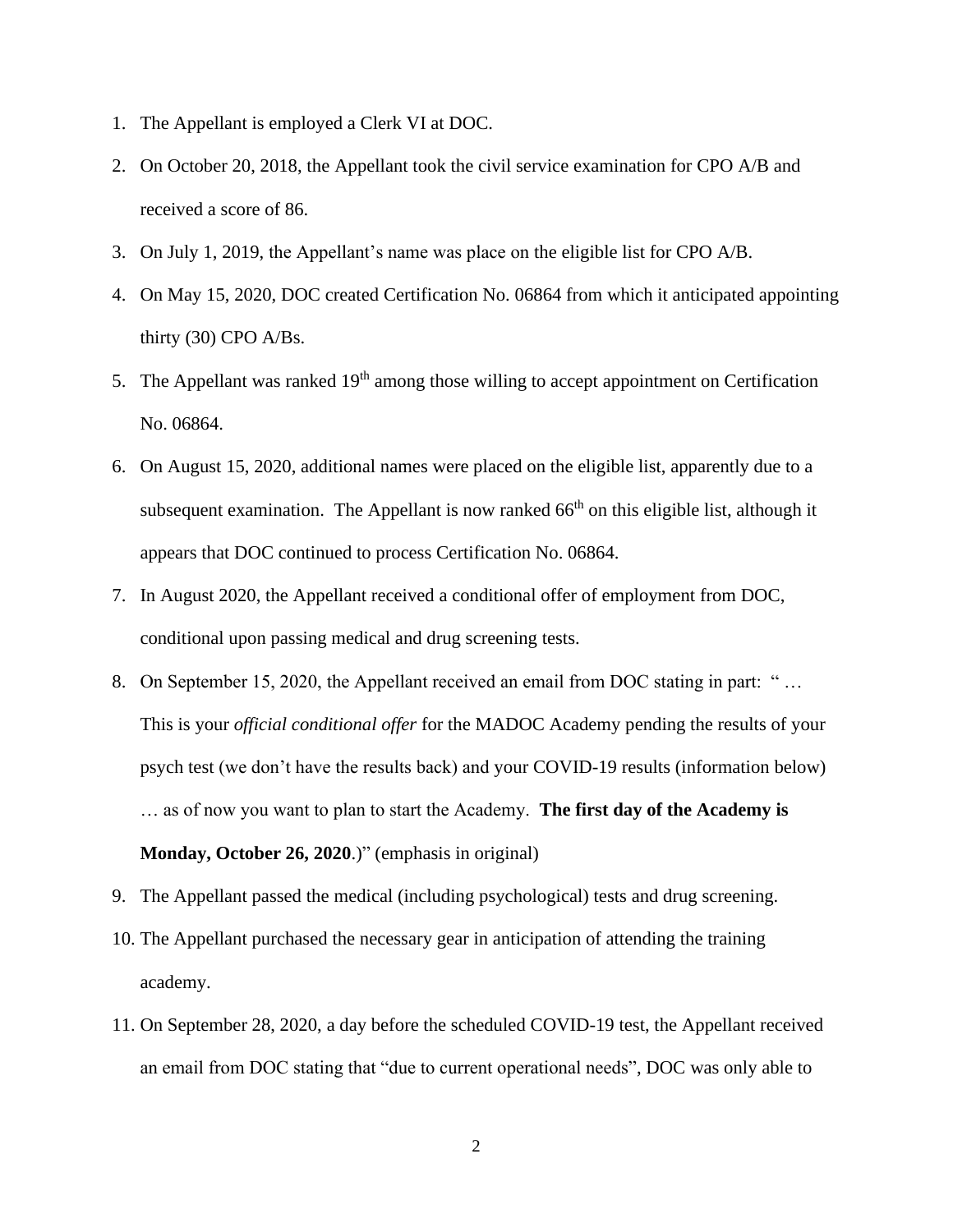1. The Appellant is employed a Clerk VI at DOC.
2. On October 20, 2018, the Appellant took the civil service examination for CPO A/B and received a score of 86.
3. On July 1, 2019, the Appellant's name was place on the eligible list for CPO A/B.
4. On May 15, 2020, DOC created Certification No. 06864 from which it anticipated appointing thirty (30) CPO A/Bs.
5. The Appellant was ranked 19th among those willing to accept appointment on Certification No. 06864.
6. On August 15, 2020, additional names were placed on the eligible list, apparently due to a subsequent examination. The Appellant is now ranked 66th on this eligible list, although it appears that DOC continued to process Certification No. 06864.
7. In August 2020, the Appellant received a conditional offer of employment from DOC, conditional upon passing medical and drug screening tests.
8. On September 15, 2020, the Appellant received an email from DOC stating in part: " … This is your *official conditional offer* for the MADOC Academy pending the results of your psych test (we don't have the results back) and your COVID-19 results (information below) … as of now you want to plan to start the Academy. **The first day of the Academy is Monday, October 26, 2020**.)" (emphasis in original)
9. The Appellant passed the medical (including psychological) tests and drug screening.
10. The Appellant purchased the necessary gear in anticipation of attending the training academy.
11. On September 28, 2020, a day before the scheduled COVID-19 test, the Appellant received an email from DOC stating that "due to current operational needs", DOC was only able to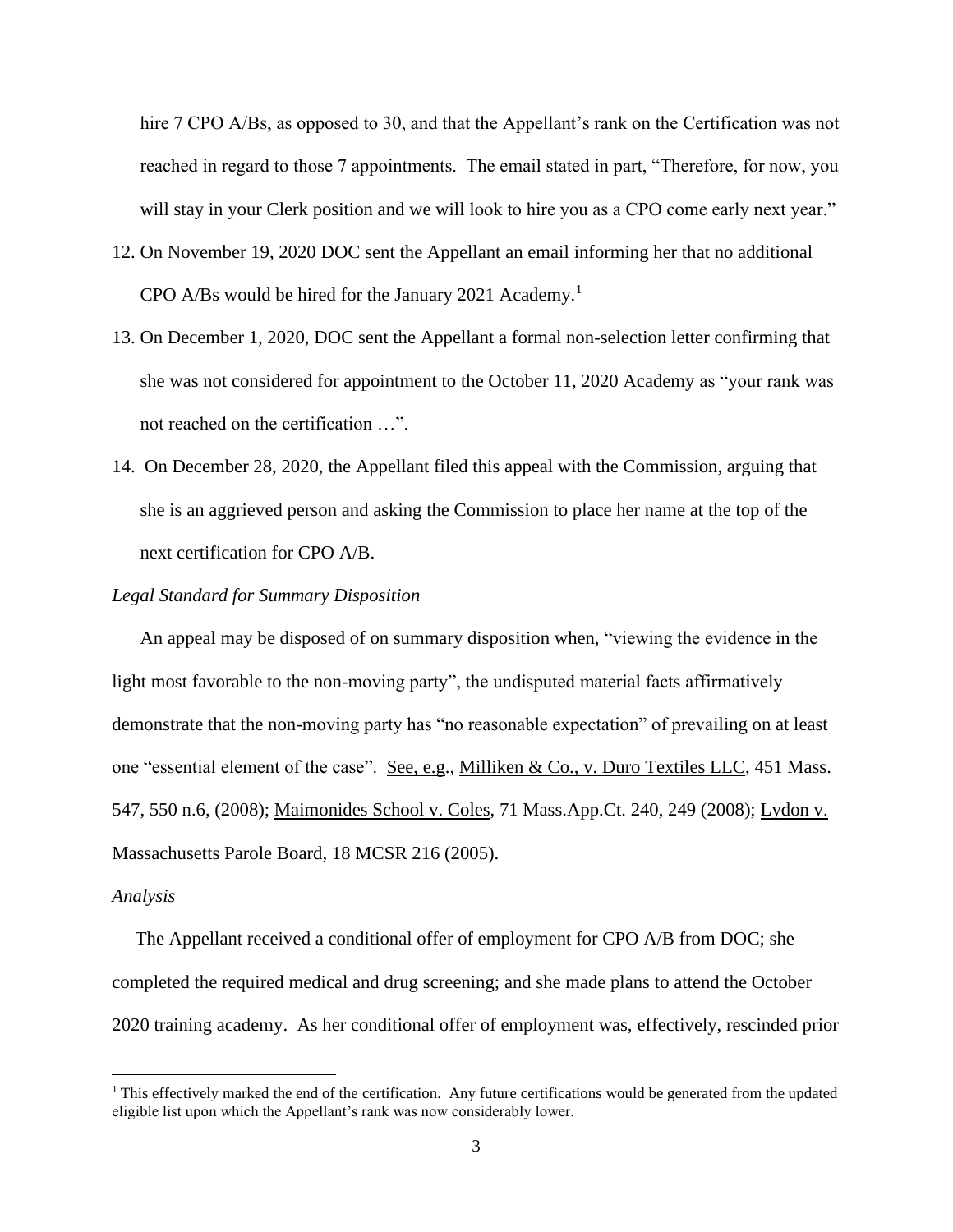hire 7 CPO A/Bs, as opposed to 30, and that the Appellant's rank on the Certification was not reached in regard to those 7 appointments. The email stated in part, "Therefore, for now, you will stay in your Clerk position and we will look to hire you as a CPO come early next year."

12. On November 19, 2020 DOC sent the Appellant an email informing her that no additional CPO A/Bs would be hired for the January 2021 Academy.[1]
13. On December 1, 2020, DOC sent the Appellant a formal non-selection letter confirming that she was not considered for appointment to the October 11, 2020 Academy as "your rank was not reached on the certification …".
14. On December 28, 2020, the Appellant filed this appeal with the Commission, arguing that she is an aggrieved person and asking the Commission to place her name at the top of the next certification for CPO A/B.

*Legal Standard for Summary Disposition*

An appeal may be disposed of on summary disposition when, "viewing the evidence in the light most favorable to the non-moving party", the undisputed material facts affirmatively demonstrate that the non-moving party has "no reasonable expectation" of prevailing on at least one "essential element of the case". See, e.g., Milliken & Co., v. Duro Textiles LLC, 451 Mass. 547, 550 n.6, (2008); Maimonides School v. Coles, 71 Mass.App.Ct. 240, 249 (2008); Lydon v. Massachusetts Parole Board, 18 MCSR 216 (2005).

*Analysis*

The Appellant received a conditional offer of employment for CPO A/B from DOC; she completed the required medical and drug screening; and she made plans to attend the October 2020 training academy. As her conditional offer of employment was, effectively, rescinded prior

[1] This effectively marked the end of the certification. Any future certifications would be generated from the updated eligible list upon which the Appellant's rank was now considerably lower.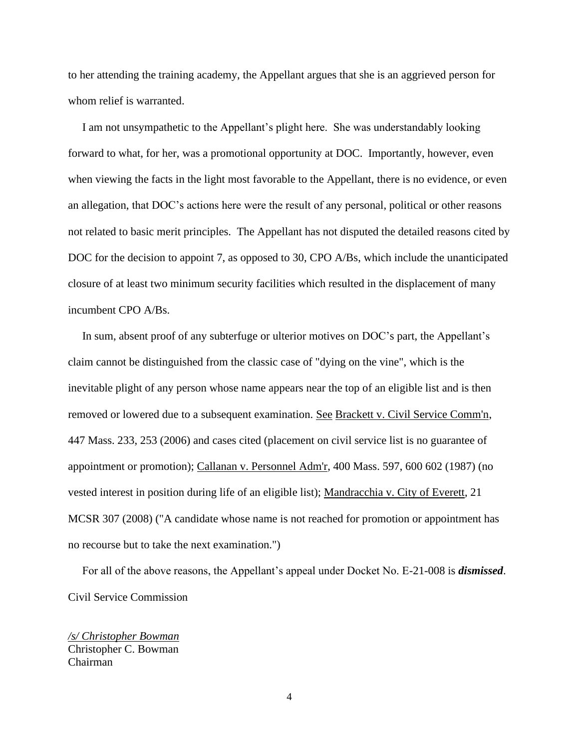to her attending the training academy, the Appellant argues that she is an aggrieved person for whom relief is warranted.

I am not unsympathetic to the Appellant's plight here. She was understandably looking forward to what, for her, was a promotional opportunity at DOC. Importantly, however, even when viewing the facts in the light most favorable to the Appellant, there is no evidence, or even an allegation, that DOC's actions here were the result of any personal, political or other reasons not related to basic merit principles. The Appellant has not disputed the detailed reasons cited by DOC for the decision to appoint 7, as opposed to 30, CPO A/Bs, which include the unanticipated closure of at least two minimum security facilities which resulted in the displacement of many incumbent CPO A/Bs.

In sum, absent proof of any subterfuge or ulterior motives on DOC's part, the Appellant's claim cannot be distinguished from the classic case of "dying on the vine", which is the inevitable plight of any person whose name appears near the top of an eligible list and is then removed or lowered due to a subsequent examination. See Brackett v. Civil Service Comm'n, 447 Mass. 233, 253 (2006) and cases cited (placement on civil service list is no guarantee of appointment or promotion); Callanan v. Personnel Adm'r, 400 Mass. 597, 600 602 (1987) (no vested interest in position during life of an eligible list); Mandracchia v. City of Everett, 21 MCSR 307 (2008) ("A candidate whose name is not reached for promotion or appointment has no recourse but to take the next examination.")

For all of the above reasons, the Appellant's appeal under Docket No. E-21-008 is ***dismissed***.

Civil Service Commission

*/s/ Christopher Bowman*
Christopher C. Bowman
Chairman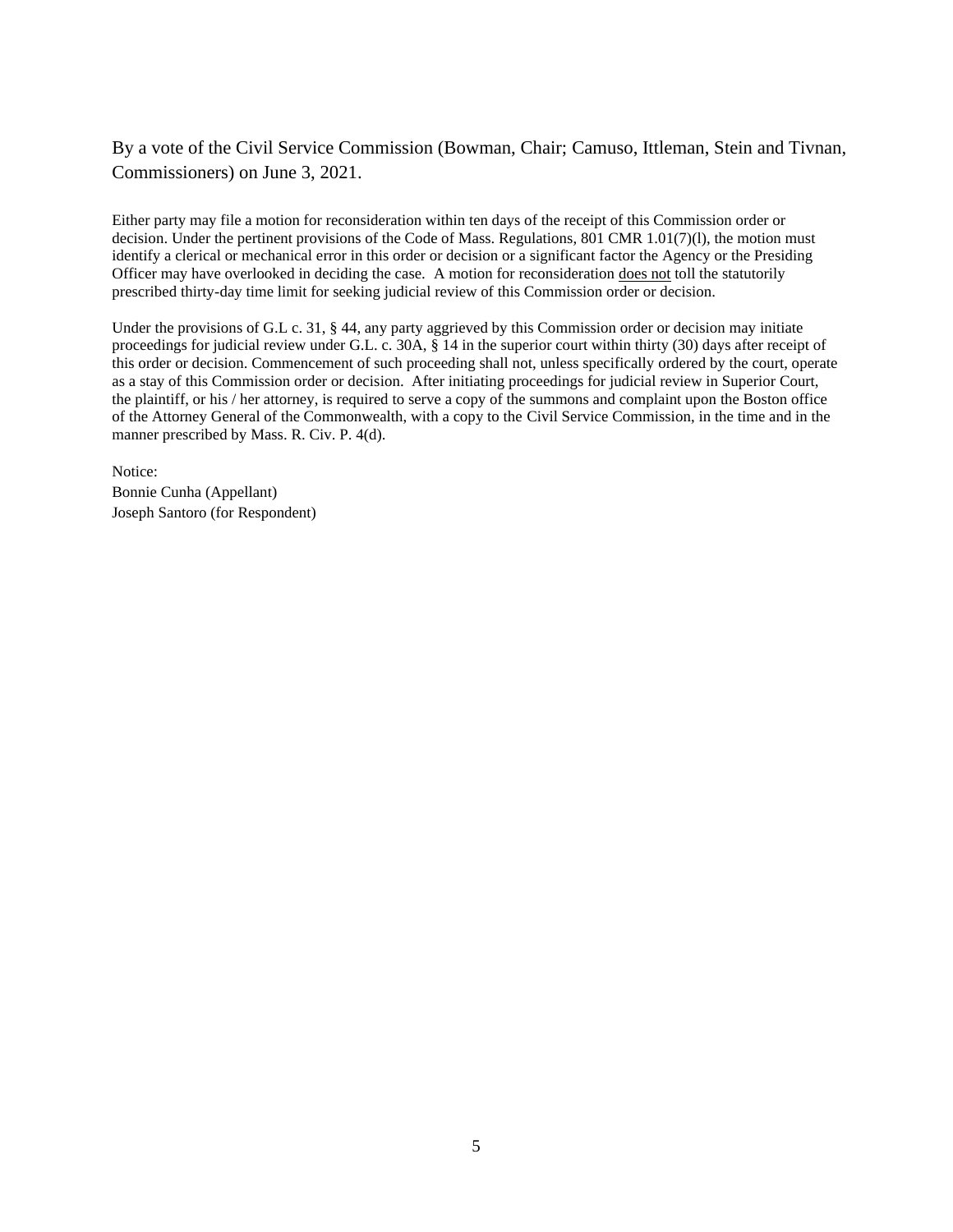By a vote of the Civil Service Commission (Bowman, Chair; Camuso, Ittleman, Stein and Tivnan, Commissioners) on June 3, 2021.

Either party may file a motion for reconsideration within ten days of the receipt of this Commission order or decision. Under the pertinent provisions of the Code of Mass. Regulations, 801 CMR 1.01(7)(l), the motion must identify a clerical or mechanical error in this order or decision or a significant factor the Agency or the Presiding Officer may have overlooked in deciding the case. A motion for reconsideration <u>does not</u> toll the statutorily prescribed thirty-day time limit for seeking judicial review of this Commission order or decision.

Under the provisions of G.L c. 31, § 44, any party aggrieved by this Commission order or decision may initiate proceedings for judicial review under G.L. c. 30A, § 14 in the superior court within thirty (30) days after receipt of this order or decision. Commencement of such proceeding shall not, unless specifically ordered by the court, operate as a stay of this Commission order or decision. After initiating proceedings for judicial review in Superior Court, the plaintiff, or his / her attorney, is required to serve a copy of the summons and complaint upon the Boston office of the Attorney General of the Commonwealth, with a copy to the Civil Service Commission, in the time and in the manner prescribed by Mass. R. Civ. P. 4(d).

Notice:
Bonnie Cunha (Appellant)
Joseph Santoro (for Respondent)